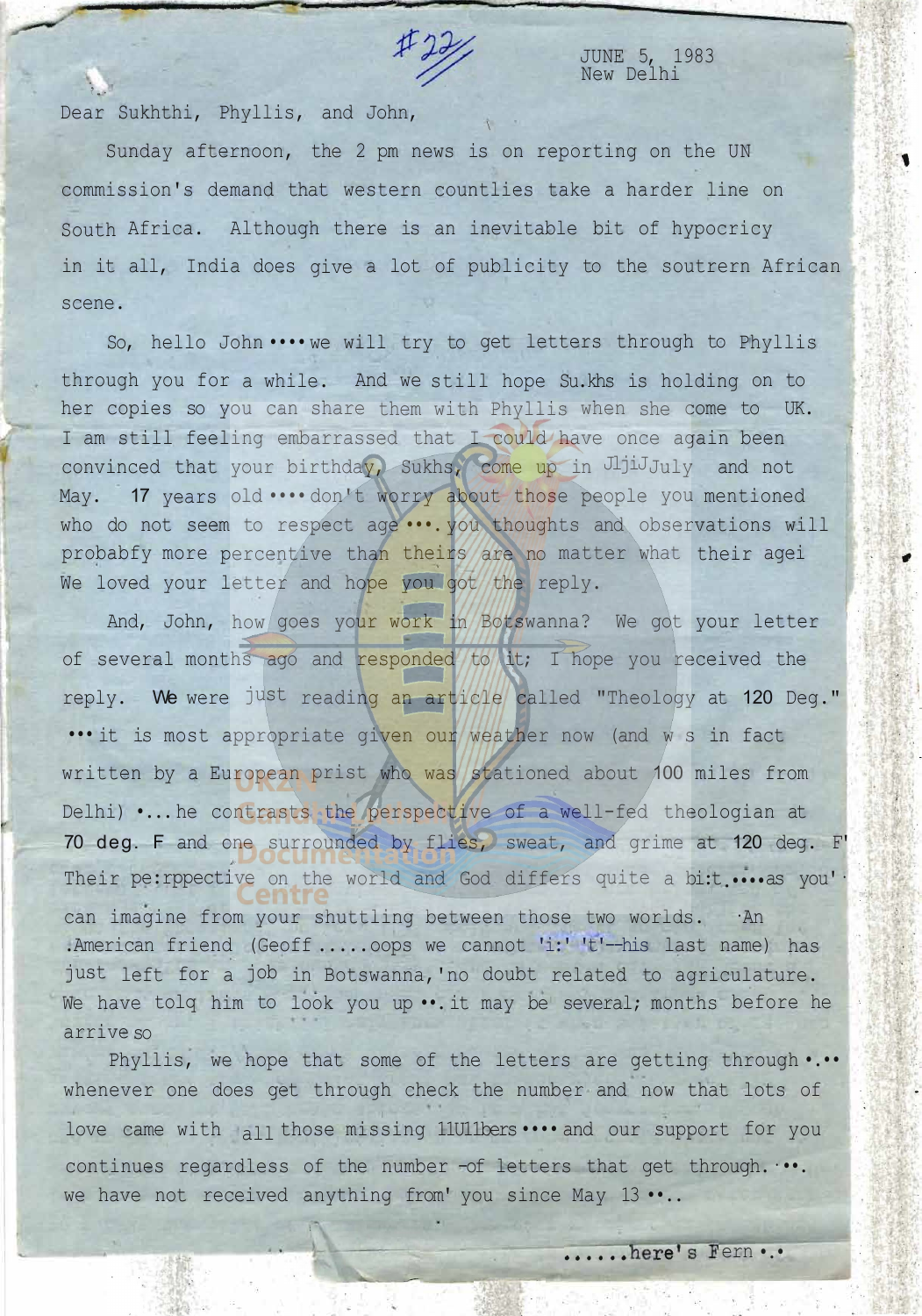#22

JUNE 5, 1983
New Delhi

Dear Sukhthi, Phyllis, and John,

Sunday afternoon, the 2 pm news is on reporting on the UN commission's demand that western countlies take a harder line on South Africa. Although there is an inevitable bit of hypocricy in it all, India does give a lot of publicity to the soutrern African scene.

So, hello John.... we will try to get letters through to Phyllis through you for a while. And we still hope Su.khs is holding on to her copies so you can share them with Phyllis when she come to UK. I am still feeling embarrassed that I could have once again been convinced that your birthday, Sukhs, come up in JljiJJuly and not May. 17 years old.... don't worry about those people you mentioned who do not seem to respect age.... you thoughts and observations will probabfy more percentive than theirs are no matter what their agei We loved your letter and hope you got the reply.

And, John, how goes your work in Botswanna? We got your letter of several months ago and responded to it; I hope you received the reply. We were just reading an article called "Theology at 120 Deg." ...it is most appropriate given our weather now (and w s in fact written by a European prist who was stationed about 100 miles from Delhi) •...he contrasts the perspective of a well-fed theologian at 70 deg. F and one surrounded by flies, sweat, and grime at 120 deg. F' Their pe:rppective on the world and God differs quite a bi:t.....as you' can imagine from your shuttling between those two worlds. An American friend (Geoff .....oops we cannot 'i:' 't'--his last name) has just left for a job in Botswanna, no doubt related to agriculture. We have tolq him to look you up ••. it may be several; months before he arrive so

Phyllis, we hope that some of the letters are getting through •.•• whenever one does get through check the number and now that lots of love came with all those missing numbers.... and our support for you continues regardless of the number of letters that get through. ••. we have not received anything from you since May 13 ••..

......here's Fern •.•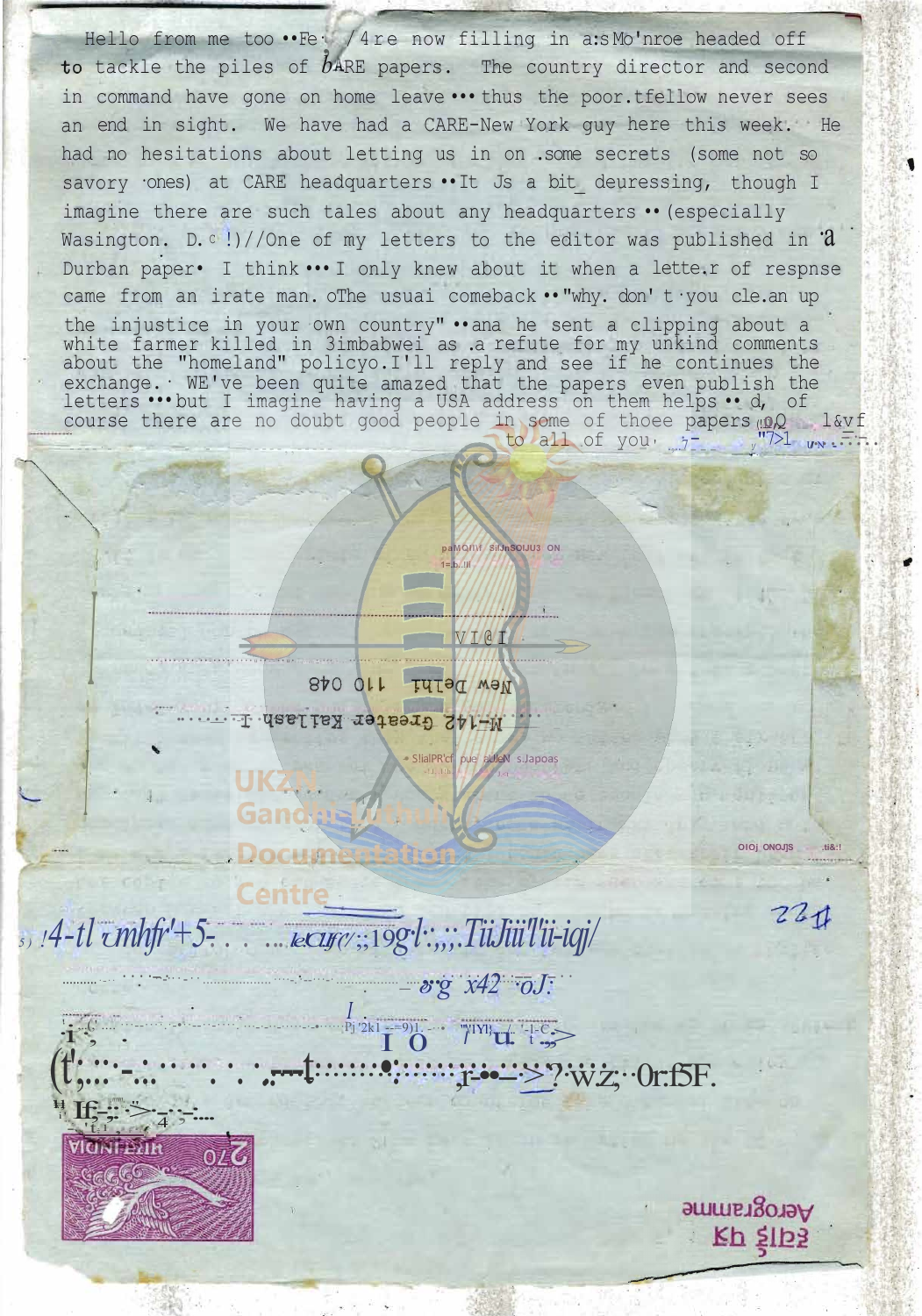Hello from me too ••Fe· /4re now filling in a:s Mo'nroe headed off to tackle the piles of bARE papers. The country director and second in command have gone on home leave ••• thus the poor.tfellow never sees an end in sight. We have had a CARE-New York guy here this week. He had no hesitations about letting us in on .some secrets (some not so savory ·ones) at CARE headquarters ••It Js a bit_ deuressing, though I imagine there are such tales about any headquarters •• (especially Wasington. D.c !)//One of my letters to the editor was published in a Durban paper• I think ••• I only knew about it when a lette.r of respnse came from an irate man. oThe usuai comeback •• "why. don' t·you cle.an up the injustice in your own country" ••ana he sent a clipping about a white farmer killed in 3imbabwei as .a refute for my unkind comments about the "homeland" policyo.I'll reply and see if he continues the exchange.· WE've been quite amazed that the papers even publish the letters •••but I imagine having a USA address on them helps •• d, of course there are no doubt good people in some of thoee papers

l&vf to all of you

M-142 Greater Kailash I

New Delhi 110 048

INDIA

Aerogramme